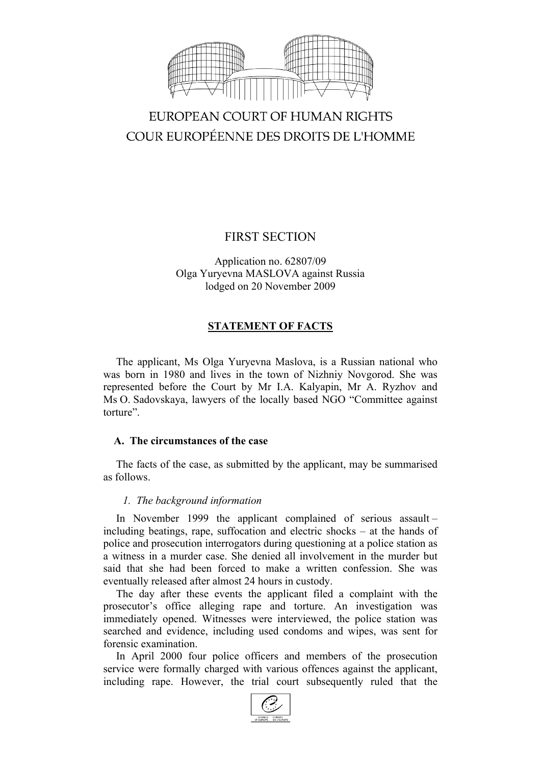EUROPEAN COURT OF HUMAN RIGHTS
COUR EUROPÉENNE DES DROITS DE L'HOMME

FIRST SECTION

Application no. 62807/09
Olga Yuryevna MASLOVA against Russia
lodged on 20 November 2009

## STATEMENT OF FACTS

The applicant, Ms Olga Yuryevna Maslova, is a Russian national who was born in 1980 and lives in the town of Nizhniy Novgorod. She was represented before the Court by Mr I.A. Kalyapin, Mr A. Ryzhov and Ms O. Sadovskaya, lawyers of the locally based NGO "Committee against torture".

### A. The circumstances of the case

The facts of the case, as submitted by the applicant, may be summarised as follows.

#### *1. The background information*

In November 1999 the applicant complained of serious assault – including beatings, rape, suffocation and electric shocks – at the hands of police and prosecution interrogators during questioning at a police station as a witness in a murder case. She denied all involvement in the murder but said that she had been forced to make a written confession. She was eventually released after almost 24 hours in custody.

The day after these events the applicant filed a complaint with the prosecutor's office alleging rape and torture. An investigation was immediately opened. Witnesses were interviewed, the police station was searched and evidence, including used condoms and wipes, was sent for forensic examination.

In April 2000 four police officers and members of the prosecution service were formally charged with various offences against the applicant, including rape. However, the trial court subsequently ruled that the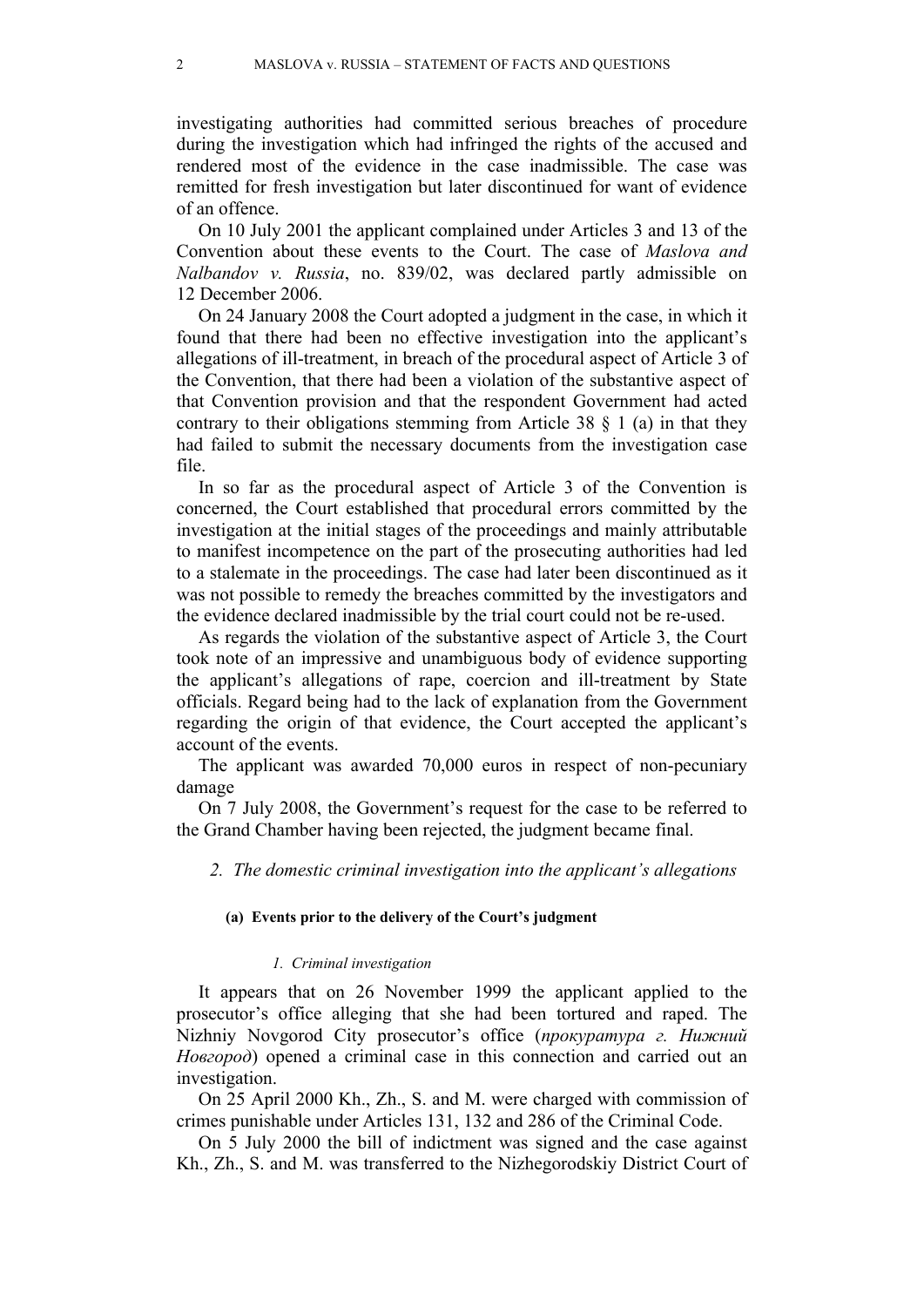investigating authorities had committed serious breaches of procedure during the investigation which had infringed the rights of the accused and rendered most of the evidence in the case inadmissible. The case was remitted for fresh investigation but later discontinued for want of evidence of an offence.

On 10 July 2001 the applicant complained under Articles 3 and 13 of the Convention about these events to the Court. The case of *Maslova and Nalbandov v. Russia*, no. 839/02, was declared partly admissible on 12 December 2006.

On 24 January 2008 the Court adopted a judgment in the case, in which it found that there had been no effective investigation into the applicant's allegations of ill-treatment, in breach of the procedural aspect of Article 3 of the Convention, that there had been a violation of the substantive aspect of that Convention provision and that the respondent Government had acted contrary to their obligations stemming from Article 38 § 1 (a) in that they had failed to submit the necessary documents from the investigation case file.

In so far as the procedural aspect of Article 3 of the Convention is concerned, the Court established that procedural errors committed by the investigation at the initial stages of the proceedings and mainly attributable to manifest incompetence on the part of the prosecuting authorities had led to a stalemate in the proceedings. The case had later been discontinued as it was not possible to remedy the breaches committed by the investigators and the evidence declared inadmissible by the trial court could not be re-used.

As regards the violation of the substantive aspect of Article 3, the Court took note of an impressive and unambiguous body of evidence supporting the applicant's allegations of rape, coercion and ill-treatment by State officials. Regard being had to the lack of explanation from the Government regarding the origin of that evidence, the Court accepted the applicant's account of the events.

The applicant was awarded 70,000 euros in respect of non-pecuniary damage

On 7 July 2008, the Government's request for the case to be referred to the Grand Chamber having been rejected, the judgment became final.

### *2. The domestic criminal investigation into the applicant's allegations*

#### (a) Events prior to the delivery of the Court's judgment

##### *1. Criminal investigation*

It appears that on 26 November 1999 the applicant applied to the prosecutor's office alleging that she had been tortured and raped. The Nizhniy Novgorod City prosecutor's office (*прокуратура г. Нижний Новгород*) opened a criminal case in this connection and carried out an investigation.

On 25 April 2000 Kh., Zh., S. and M. were charged with commission of crimes punishable under Articles 131, 132 and 286 of the Criminal Code.

On 5 July 2000 the bill of indictment was signed and the case against Kh., Zh., S. and M. was transferred to the Nizhegorodskiy District Court of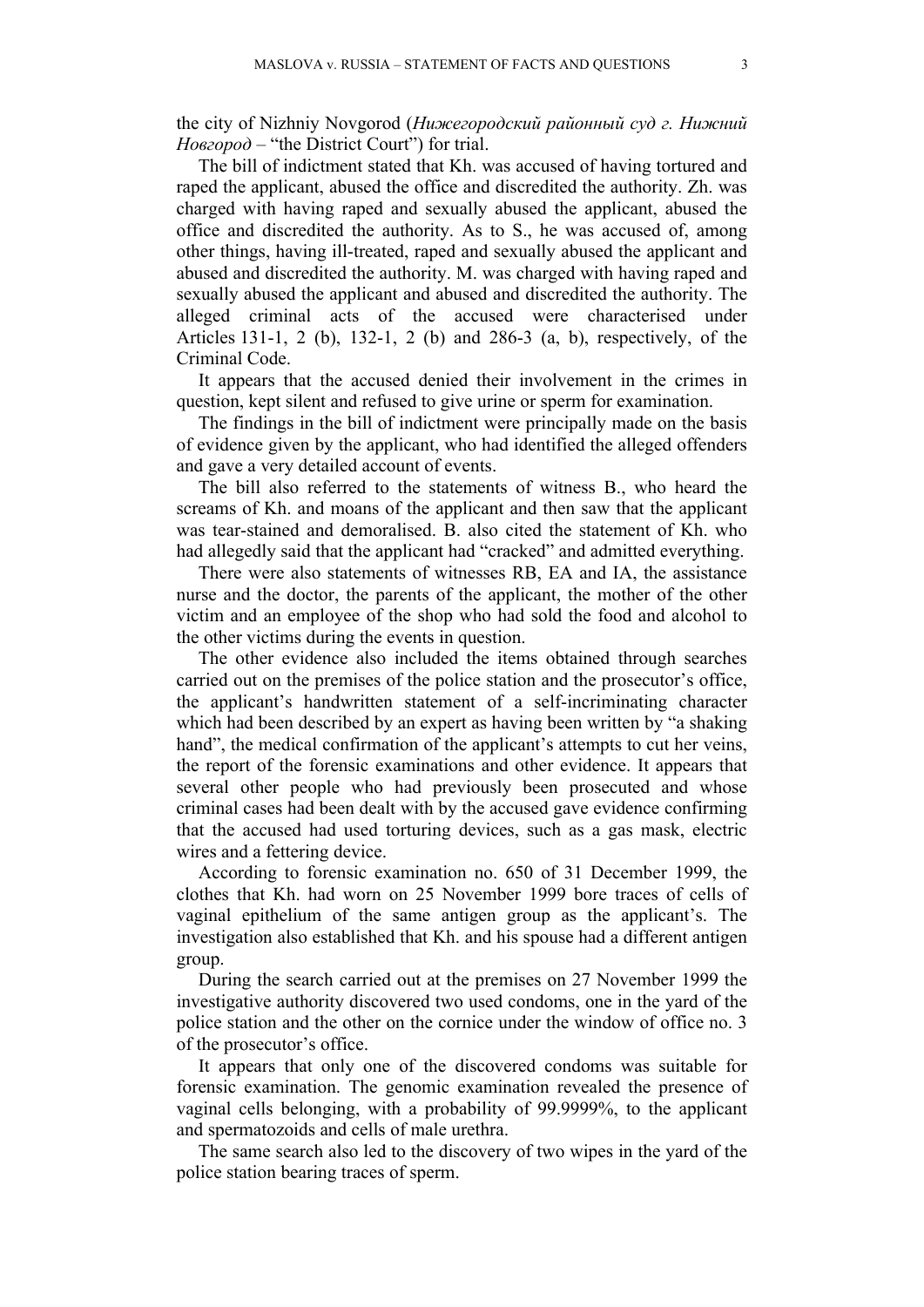the city of Nizhniy Novgorod (*Нижегородский районный суд г. Нижний Новгород* – "the District Court") for trial.

The bill of indictment stated that Kh. was accused of having tortured and raped the applicant, abused the office and discredited the authority. Zh. was charged with having raped and sexually abused the applicant, abused the office and discredited the authority. As to S., he was accused of, among other things, having ill-treated, raped and sexually abused the applicant and abused and discredited the authority. M. was charged with having raped and sexually abused the applicant and abused and discredited the authority. The alleged criminal acts of the accused were characterised under Articles 131-1, 2 (b), 132-1, 2 (b) and 286-3 (a, b), respectively, of the Criminal Code.

It appears that the accused denied their involvement in the crimes in question, kept silent and refused to give urine or sperm for examination.

The findings in the bill of indictment were principally made on the basis of evidence given by the applicant, who had identified the alleged offenders and gave a very detailed account of events.

The bill also referred to the statements of witness B., who heard the screams of Kh. and moans of the applicant and then saw that the applicant was tear-stained and demoralised. B. also cited the statement of Kh. who had allegedly said that the applicant had "cracked" and admitted everything.

There were also statements of witnesses RB, EA and IA, the assistance nurse and the doctor, the parents of the applicant, the mother of the other victim and an employee of the shop who had sold the food and alcohol to the other victims during the events in question.

The other evidence also included the items obtained through searches carried out on the premises of the police station and the prosecutor's office, the applicant's handwritten statement of a self-incriminating character which had been described by an expert as having been written by "a shaking hand", the medical confirmation of the applicant's attempts to cut her veins, the report of the forensic examinations and other evidence. It appears that several other people who had previously been prosecuted and whose criminal cases had been dealt with by the accused gave evidence confirming that the accused had used torturing devices, such as a gas mask, electric wires and a fettering device.

According to forensic examination no. 650 of 31 December 1999, the clothes that Kh. had worn on 25 November 1999 bore traces of cells of vaginal epithelium of the same antigen group as the applicant's. The investigation also established that Kh. and his spouse had a different antigen group.

During the search carried out at the premises on 27 November 1999 the investigative authority discovered two used condoms, one in the yard of the police station and the other on the cornice under the window of office no. 3 of the prosecutor's office.

It appears that only one of the discovered condoms was suitable for forensic examination. The genomic examination revealed the presence of vaginal cells belonging, with a probability of 99.9999%, to the applicant and spermatozoids and cells of male urethra.

The same search also led to the discovery of two wipes in the yard of the police station bearing traces of sperm.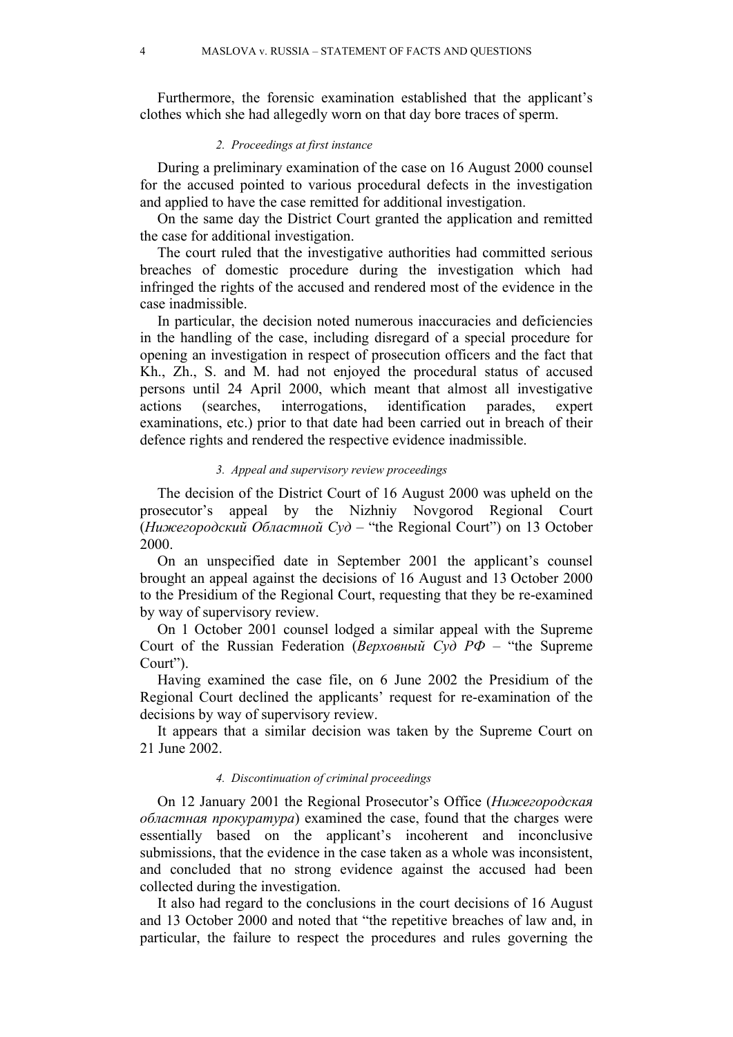Furthermore, the forensic examination established that the applicant's clothes which she had allegedly worn on that day bore traces of sperm.

#### *2. Proceedings at first instance*

During a preliminary examination of the case on 16 August 2000 counsel for the accused pointed to various procedural defects in the investigation and applied to have the case remitted for additional investigation.

On the same day the District Court granted the application and remitted the case for additional investigation.

The court ruled that the investigative authorities had committed serious breaches of domestic procedure during the investigation which had infringed the rights of the accused and rendered most of the evidence in the case inadmissible.

In particular, the decision noted numerous inaccuracies and deficiencies in the handling of the case, including disregard of a special procedure for opening an investigation in respect of prosecution officers and the fact that Kh., Zh., S. and M. had not enjoyed the procedural status of accused persons until 24 April 2000, which meant that almost all investigative actions (searches, interrogations, identification parades, expert examinations, etc.) prior to that date had been carried out in breach of their defence rights and rendered the respective evidence inadmissible.

#### *3. Appeal and supervisory review proceedings*

The decision of the District Court of 16 August 2000 was upheld on the prosecutor's appeal by the Nizhniy Novgorod Regional Court (*Нижегородский Областной Суд* – "the Regional Court") on 13 October 2000.

On an unspecified date in September 2001 the applicant's counsel brought an appeal against the decisions of 16 August and 13 October 2000 to the Presidium of the Regional Court, requesting that they be re-examined by way of supervisory review.

On 1 October 2001 counsel lodged a similar appeal with the Supreme Court of the Russian Federation (*Верховный Суд РФ* – "the Supreme Court").

Having examined the case file, on 6 June 2002 the Presidium of the Regional Court declined the applicants' request for re-examination of the decisions by way of supervisory review.

It appears that a similar decision was taken by the Supreme Court on 21 June 2002.

#### *4. Discontinuation of criminal proceedings*

On 12 January 2001 the Regional Prosecutor's Office (*Нижегородская областная прокуратура*) examined the case, found that the charges were essentially based on the applicant's incoherent and inconclusive submissions, that the evidence in the case taken as a whole was inconsistent, and concluded that no strong evidence against the accused had been collected during the investigation.

It also had regard to the conclusions in the court decisions of 16 August and 13 October 2000 and noted that "the repetitive breaches of law and, in particular, the failure to respect the procedures and rules governing the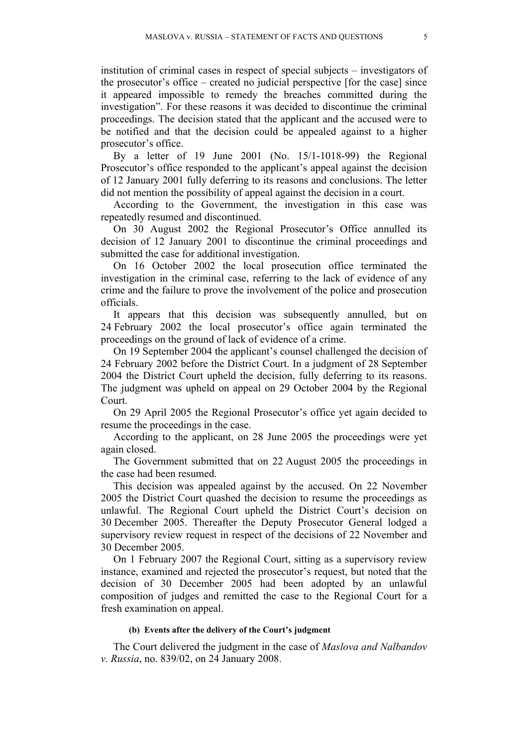institution of criminal cases in respect of special subjects – investigators of the prosecutor's office – created no judicial perspective [for the case] since it appeared impossible to remedy the breaches committed during the investigation". For these reasons it was decided to discontinue the criminal proceedings. The decision stated that the applicant and the accused were to be notified and that the decision could be appealed against to a higher prosecutor's office.

By a letter of 19 June 2001 (No. 15/1-1018-99) the Regional Prosecutor's office responded to the applicant's appeal against the decision of 12 January 2001 fully deferring to its reasons and conclusions. The letter did not mention the possibility of appeal against the decision in a court.

According to the Government, the investigation in this case was repeatedly resumed and discontinued.

On 30 August 2002 the Regional Prosecutor's Office annulled its decision of 12 January 2001 to discontinue the criminal proceedings and submitted the case for additional investigation.

On 16 October 2002 the local prosecution office terminated the investigation in the criminal case, referring to the lack of evidence of any crime and the failure to prove the involvement of the police and prosecution officials.

It appears that this decision was subsequently annulled, but on 24 February 2002 the local prosecutor's office again terminated the proceedings on the ground of lack of evidence of a crime.

On 19 September 2004 the applicant's counsel challenged the decision of 24 February 2002 before the District Court. In a judgment of 28 September 2004 the District Court upheld the decision, fully deferring to its reasons. The judgment was upheld on appeal on 29 October 2004 by the Regional Court.

On 29 April 2005 the Regional Prosecutor's office yet again decided to resume the proceedings in the case.

According to the applicant, on 28 June 2005 the proceedings were yet again closed.

The Government submitted that on 22 August 2005 the proceedings in the case had been resumed.

This decision was appealed against by the accused. On 22 November 2005 the District Court quashed the decision to resume the proceedings as unlawful. The Regional Court upheld the District Court's decision on 30 December 2005. Thereafter the Deputy Prosecutor General lodged a supervisory review request in respect of the decisions of 22 November and 30 December 2005.

On 1 February 2007 the Regional Court, sitting as a supervisory review instance, examined and rejected the prosecutor's request, but noted that the decision of 30 December 2005 had been adopted by an unlawful composition of judges and remitted the case to the Regional Court for a fresh examination on appeal.

#### (b) Events after the delivery of the Court's judgment

The Court delivered the judgment in the case of *Maslova and Nalbandov v. Russia*, no. 839/02, on 24 January 2008.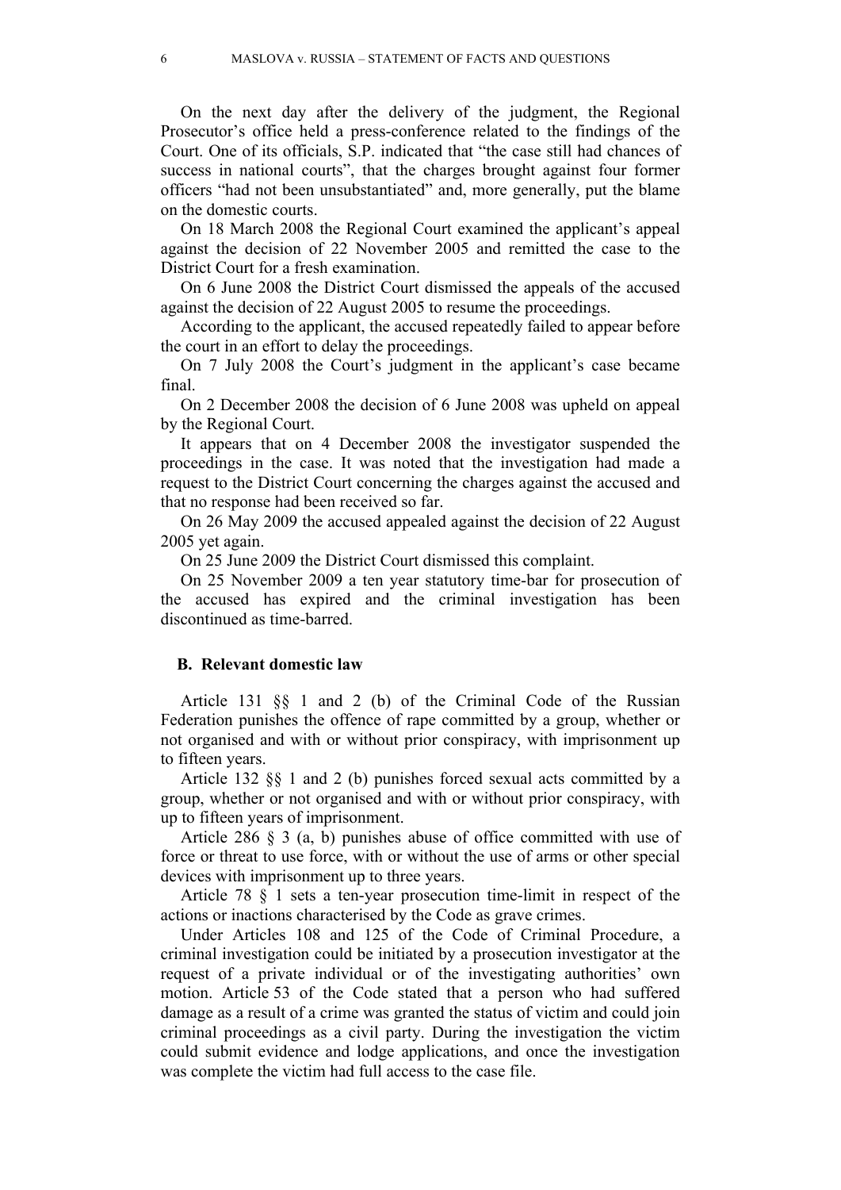On the next day after the delivery of the judgment, the Regional Prosecutor's office held a press-conference related to the findings of the Court. One of its officials, S.P. indicated that "the case still had chances of success in national courts", that the charges brought against four former officers "had not been unsubstantiated" and, more generally, put the blame on the domestic courts.

On 18 March 2008 the Regional Court examined the applicant's appeal against the decision of 22 November 2005 and remitted the case to the District Court for a fresh examination.

On 6 June 2008 the District Court dismissed the appeals of the accused against the decision of 22 August 2005 to resume the proceedings.

According to the applicant, the accused repeatedly failed to appear before the court in an effort to delay the proceedings.

On 7 July 2008 the Court's judgment in the applicant's case became final.

On 2 December 2008 the decision of 6 June 2008 was upheld on appeal by the Regional Court.

It appears that on 4 December 2008 the investigator suspended the proceedings in the case. It was noted that the investigation had made a request to the District Court concerning the charges against the accused and that no response had been received so far.

On 26 May 2009 the accused appealed against the decision of 22 August 2005 yet again.

On 25 June 2009 the District Court dismissed this complaint.

On 25 November 2009 a ten year statutory time-bar for prosecution of the accused has expired and the criminal investigation has been discontinued as time-barred.

## B. Relevant domestic law

Article 131 §§ 1 and 2 (b) of the Criminal Code of the Russian Federation punishes the offence of rape committed by a group, whether or not organised and with or without prior conspiracy, with imprisonment up to fifteen years.

Article 132 §§ 1 and 2 (b) punishes forced sexual acts committed by a group, whether or not organised and with or without prior conspiracy, with up to fifteen years of imprisonment.

Article 286 § 3 (a, b) punishes abuse of office committed with use of force or threat to use force, with or without the use of arms or other special devices with imprisonment up to three years.

Article 78 § 1 sets a ten-year prosecution time-limit in respect of the actions or inactions characterised by the Code as grave crimes.

Under Articles 108 and 125 of the Code of Criminal Procedure, a criminal investigation could be initiated by a prosecution investigator at the request of a private individual or of the investigating authorities' own motion. Article 53 of the Code stated that a person who had suffered damage as a result of a crime was granted the status of victim and could join criminal proceedings as a civil party. During the investigation the victim could submit evidence and lodge applications, and once the investigation was complete the victim had full access to the case file.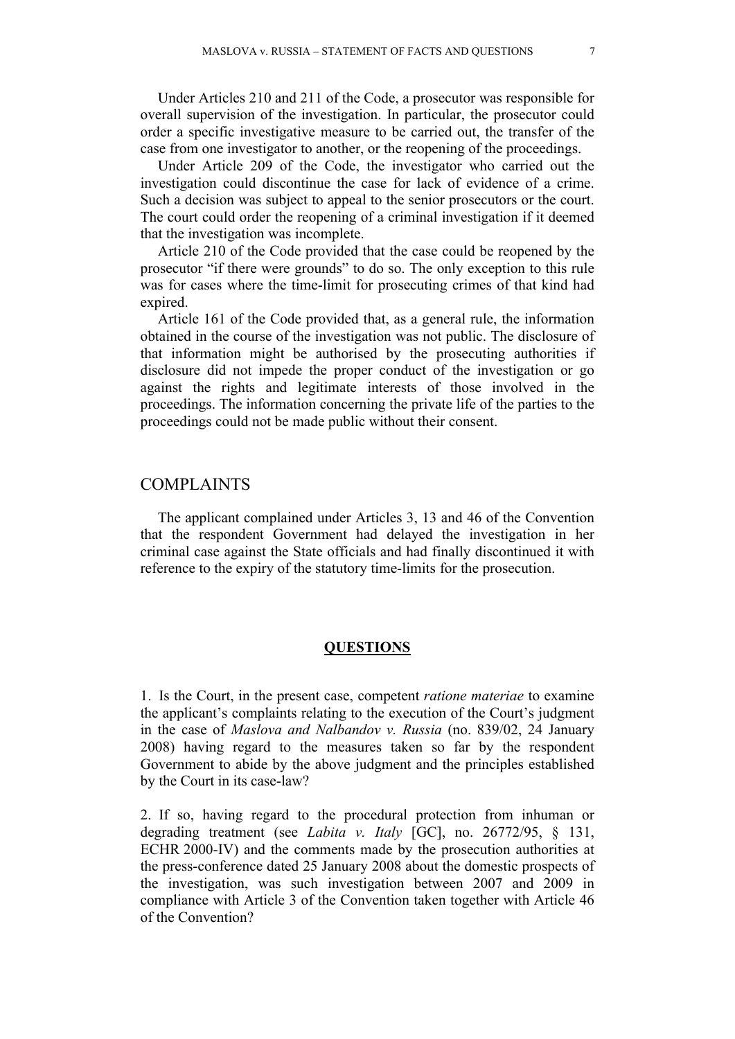Under Articles 210 and 211 of the Code, a prosecutor was responsible for overall supervision of the investigation. In particular, the prosecutor could order a specific investigative measure to be carried out, the transfer of the case from one investigator to another, or the reopening of the proceedings.

Under Article 209 of the Code, the investigator who carried out the investigation could discontinue the case for lack of evidence of a crime. Such a decision was subject to appeal to the senior prosecutors or the court. The court could order the reopening of a criminal investigation if it deemed that the investigation was incomplete.

Article 210 of the Code provided that the case could be reopened by the prosecutor "if there were grounds" to do so. The only exception to this rule was for cases where the time-limit for prosecuting crimes of that kind had expired.

Article 161 of the Code provided that, as a general rule, the information obtained in the course of the investigation was not public. The disclosure of that information might be authorised by the prosecuting authorities if disclosure did not impede the proper conduct of the investigation or go against the rights and legitimate interests of those involved in the proceedings. The information concerning the private life of the parties to the proceedings could not be made public without their consent.

## COMPLAINTS

The applicant complained under Articles 3, 13 and 46 of the Convention that the respondent Government had delayed the investigation in her criminal case against the State officials and had finally discontinued it with reference to the expiry of the statutory time-limits for the prosecution.

## **QUESTIONS**

1. Is the Court, in the present case, competent *ratione materiae* to examine the applicant's complaints relating to the execution of the Court's judgment in the case of *Maslova and Nalbandov v. Russia* (no. 839/02, 24 January 2008) having regard to the measures taken so far by the respondent Government to abide by the above judgment and the principles established by the Court in its case-law?

2. If so, having regard to the procedural protection from inhuman or degrading treatment (see *Labita v. Italy* [GC], no. 26772/95, § 131, ECHR 2000-IV) and the comments made by the prosecution authorities at the press-conference dated 25 January 2008 about the domestic prospects of the investigation, was such investigation between 2007 and 2009 in compliance with Article 3 of the Convention taken together with Article 46 of the Convention?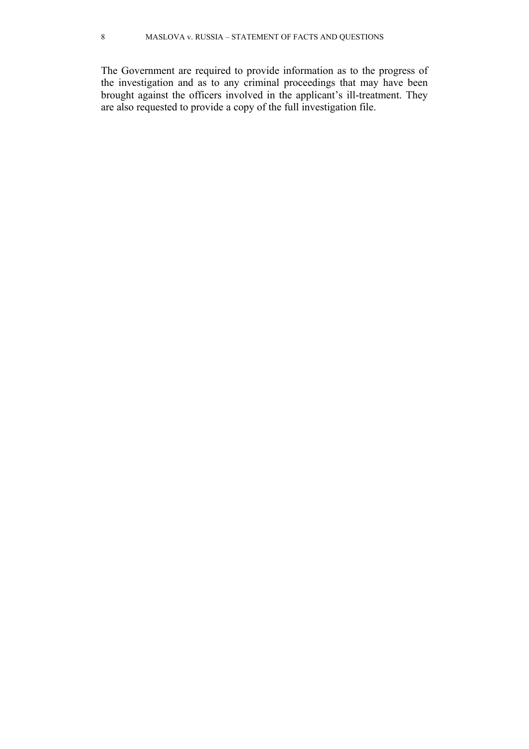The Government are required to provide information as to the progress of the investigation and as to any criminal proceedings that may have been brought against the officers involved in the applicant's ill-treatment. They are also requested to provide a copy of the full investigation file.